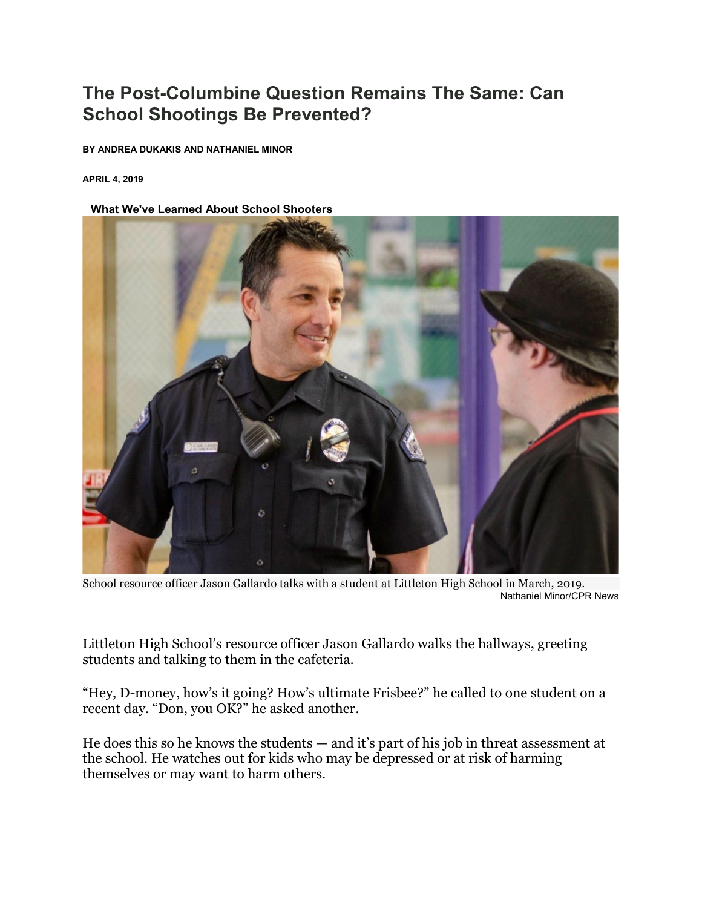# The Post-Columbine Question Remains The Same: Can School Shootings Be Prevented?

**BY ANDREA DUKAKIS AND NATHANIEL MINOR**

**APRIL 4, 2019**

**What We've Learned About School Shooters**

School resource officer Jason Gallardo talks with a student at Littleton High School in March, 2019.
Nathaniel Minor/CPR News

Littleton High School's resource officer Jason Gallardo walks the hallways, greeting students and talking to them in the cafeteria.

"Hey, D-money, how's it going? How's ultimate Frisbee?" he called to one student on a recent day. "Don, you OK?" he asked another.

He does this so he knows the students — and it's part of his job in threat assessment at the school. He watches out for kids who may be depressed or at risk of harming themselves or may want to harm others.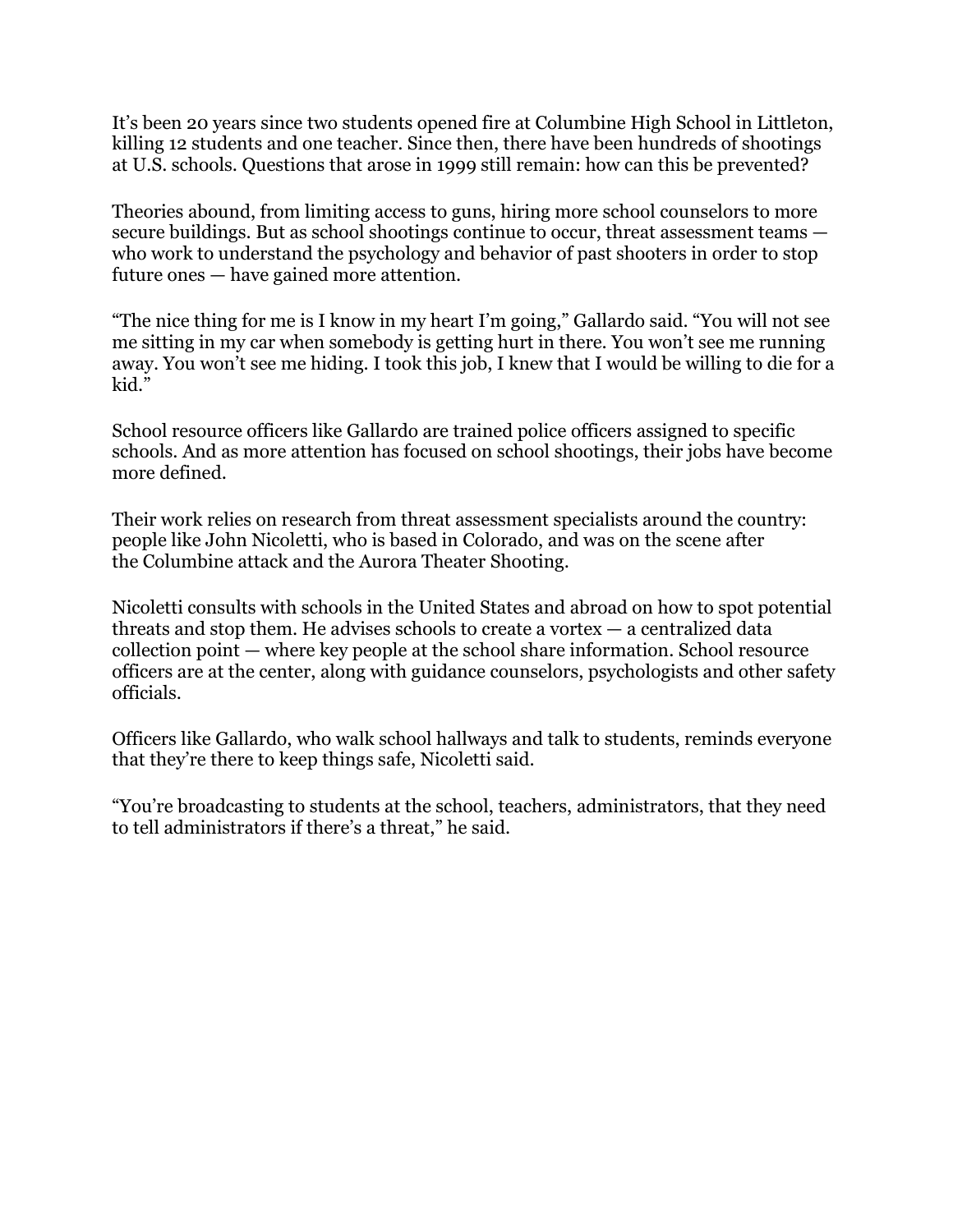It’s been 20 years since two students opened fire at Columbine High School in Littleton, killing 12 students and one teacher. Since then, there have been hundreds of shootings at U.S. schools. Questions that arose in 1999 still remain: how can this be prevented?

Theories abound, from limiting access to guns, hiring more school counselors to more secure buildings. But as school shootings continue to occur, threat assessment teams — who work to understand the psychology and behavior of past shooters in order to stop future ones — have gained more attention.

“The nice thing for me is I know in my heart I’m going,” Gallardo said. “You will not see me sitting in my car when somebody is getting hurt in there. You won’t see me running away. You won’t see me hiding. I took this job, I knew that I would be willing to die for a kid.”

School resource officers like Gallardo are trained police officers assigned to specific schools. And as more attention has focused on school shootings, their jobs have become more defined.

Their work relies on research from threat assessment specialists around the country: people like John Nicoletti, who is based in Colorado, and was on the scene after the Columbine attack and the Aurora Theater Shooting.

Nicoletti consults with schools in the United States and abroad on how to spot potential threats and stop them. He advises schools to create a vortex — a centralized data collection point — where key people at the school share information. School resource officers are at the center, along with guidance counselors, psychologists and other safety officials.

Officers like Gallardo, who walk school hallways and talk to students, reminds everyone that they’re there to keep things safe, Nicoletti said.

“You’re broadcasting to students at the school, teachers, administrators, that they need to tell administrators if there’s a threat,” he said.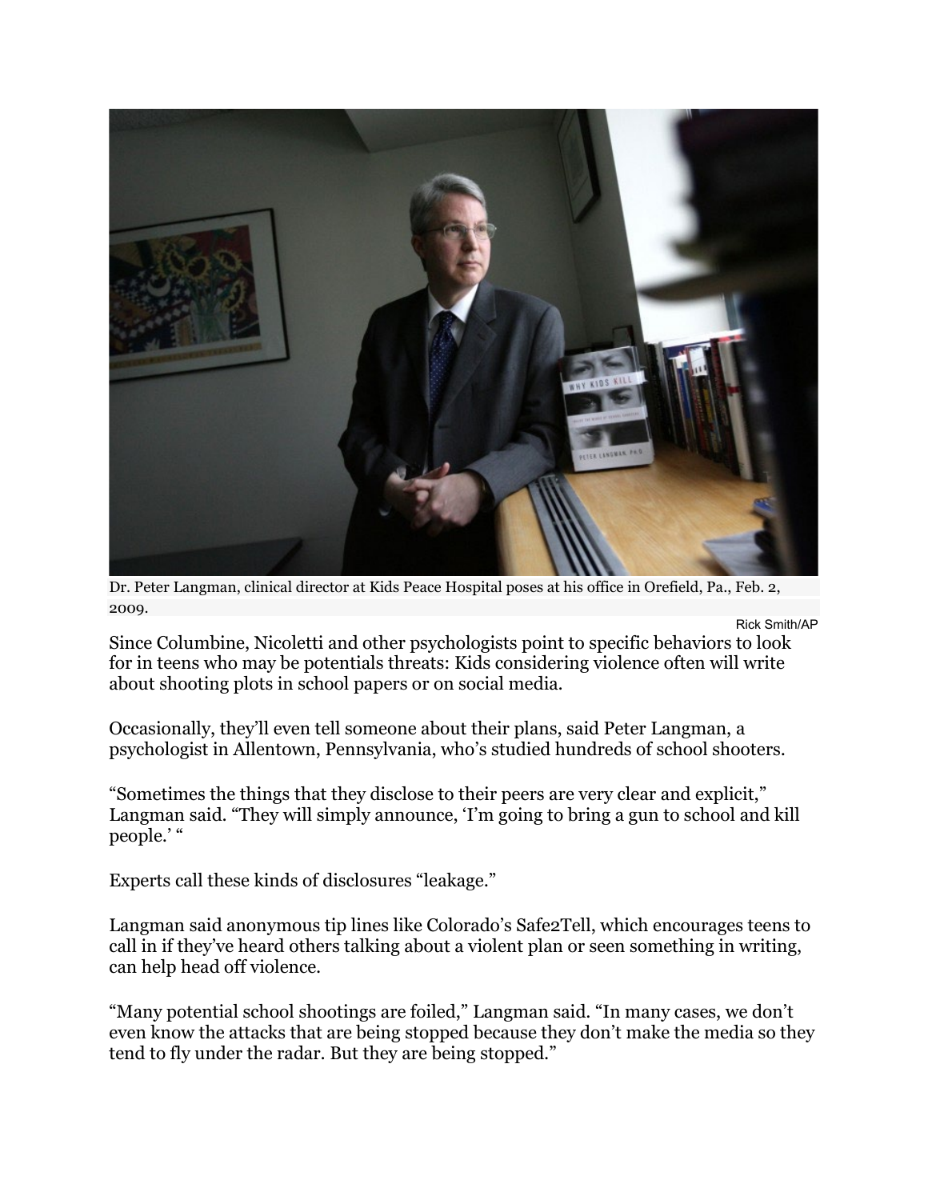Dr. Peter Langman, clinical director at Kids Peace Hospital poses at his office in Orefield, Pa., Feb. 2, 2009.

Rick Smith/AP

Since Columbine, Nicoletti and other psychologists point to specific behaviors to look for in teens who may be potentials threats: Kids considering violence often will write about shooting plots in school papers or on social media.

Occasionally, they'll even tell someone about their plans, said Peter Langman, a psychologist in Allentown, Pennsylvania, who's studied hundreds of school shooters.

"Sometimes the things that they disclose to their peers are very clear and explicit," Langman said. "They will simply announce, 'I'm going to bring a gun to school and kill people.' "

Experts call these kinds of disclosures "leakage."

Langman said anonymous tip lines like Colorado's Safe2Tell, which encourages teens to call in if they've heard others talking about a violent plan or seen something in writing, can help head off violence.

"Many potential school shootings are foiled," Langman said. "In many cases, we don't even know the attacks that are being stopped because they don't make the media so they tend to fly under the radar. But they are being stopped."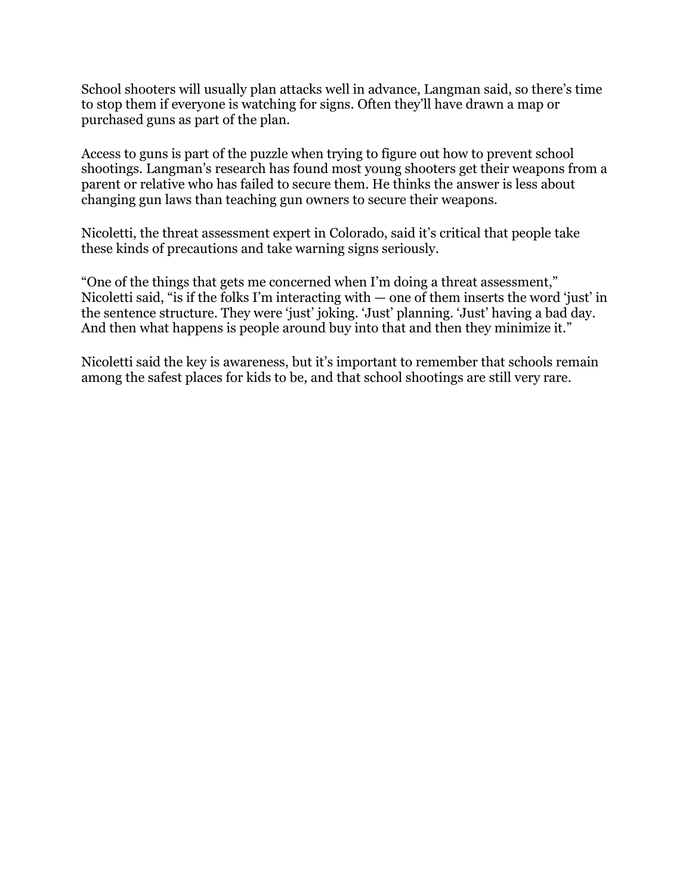School shooters will usually plan attacks well in advance, Langman said, so there's time to stop them if everyone is watching for signs. Often they'll have drawn a map or purchased guns as part of the plan.

Access to guns is part of the puzzle when trying to figure out how to prevent school shootings. Langman's research has found most young shooters get their weapons from a parent or relative who has failed to secure them. He thinks the answer is less about changing gun laws than teaching gun owners to secure their weapons.

Nicoletti, the threat assessment expert in Colorado, said it's critical that people take these kinds of precautions and take warning signs seriously.

"One of the things that gets me concerned when I'm doing a threat assessment," Nicoletti said, "is if the folks I'm interacting with — one of them inserts the word 'just' in the sentence structure. They were 'just' joking. 'Just' planning. 'Just' having a bad day. And then what happens is people around buy into that and then they minimize it."

Nicoletti said the key is awareness, but it's important to remember that schools remain among the safest places for kids to be, and that school shootings are still very rare.